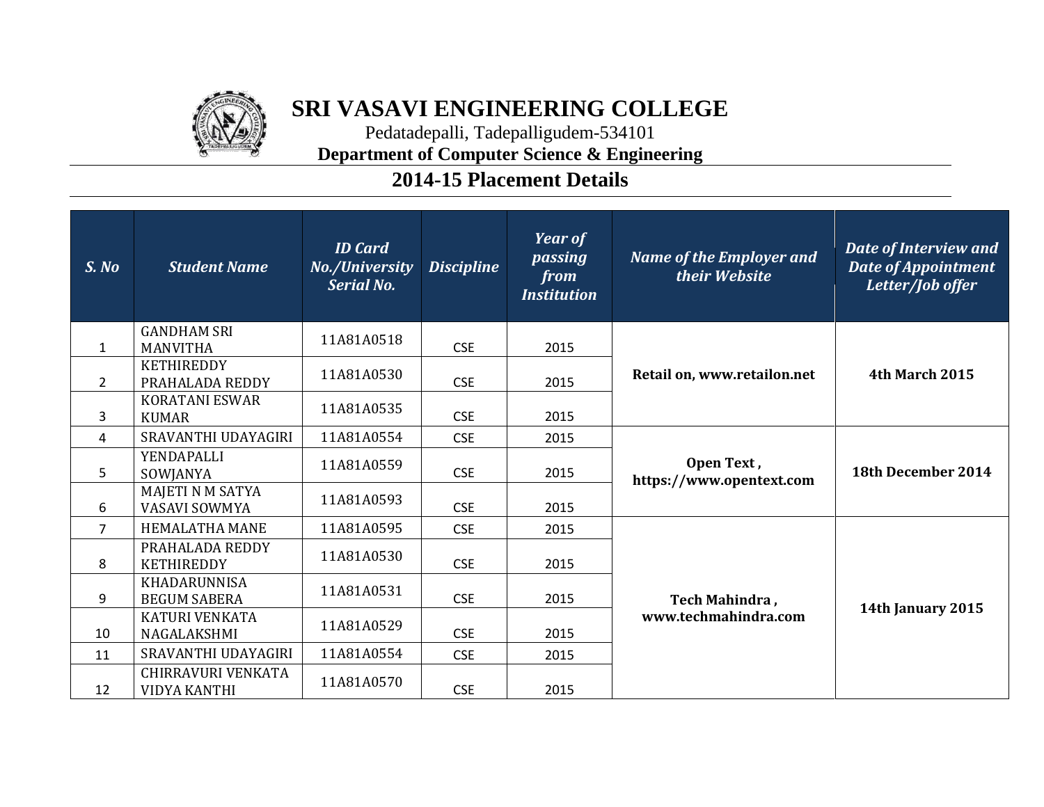# SRI VASAVI ENGINEERING COLLEGE

Pedatadepalli, Tadepalligudem-534101

**Department of Computer Science & Engineering**

## 2014-15 Placement Details

| S. No | Student Name | ID Card No./University Serial No. | Discipline | Year of passing from Institution | Name of the Employer and their Website | Date of Interview and Date of Appointment Letter/Job offer |
|---|---|---|---|---|---|---|
| 1 | GANDHAM SRI MANVITHA | 11A81A0518 | CSE | 2015 | **Retail on, www.retailon.net** | **4th March 2015** |
| 2 | KETHIREDDY PRAHALADA REDDY | 11A81A0530 | CSE | 2015 | | |
| 3 | KORATANI ESWAR KUMAR | 11A81A0535 | CSE | 2015 | | |
| 4 | SRAVANTHI UDAYAGIRI | 11A81A0554 | CSE | 2015 | **Open Text , https://www.opentext.com** | **18th December 2014** |
| 5 | YENDAPALLI SOWJANYA | 11A81A0559 | CSE | 2015 | | |
| 6 | MAJETI N M SATYA VASAVI SOWMYA | 11A81A0593 | CSE | 2015 | | |
| 7 | HEMALATHA MANE | 11A81A0595 | CSE | 2015 | **Tech Mahindra , www.techmahindra.com** | **14th January 2015** |
| 8 | PRAHALADA REDDY KETHIREDDY | 11A81A0530 | CSE | 2015 | | |
| 9 | KHADARUNNISA BEGUM SABERA | 11A81A0531 | CSE | 2015 | | |
| 10 | KATURI VENKATA NAGALAKSHMI | 11A81A0529 | CSE | 2015 | | |
| 11 | SRAVANTHI UDAYAGIRI | 11A81A0554 | CSE | 2015 | | |
| 12 | CHIRRAVURI VENKATA VIDYA KANTHI | 11A81A0570 | CSE | 2015 | | |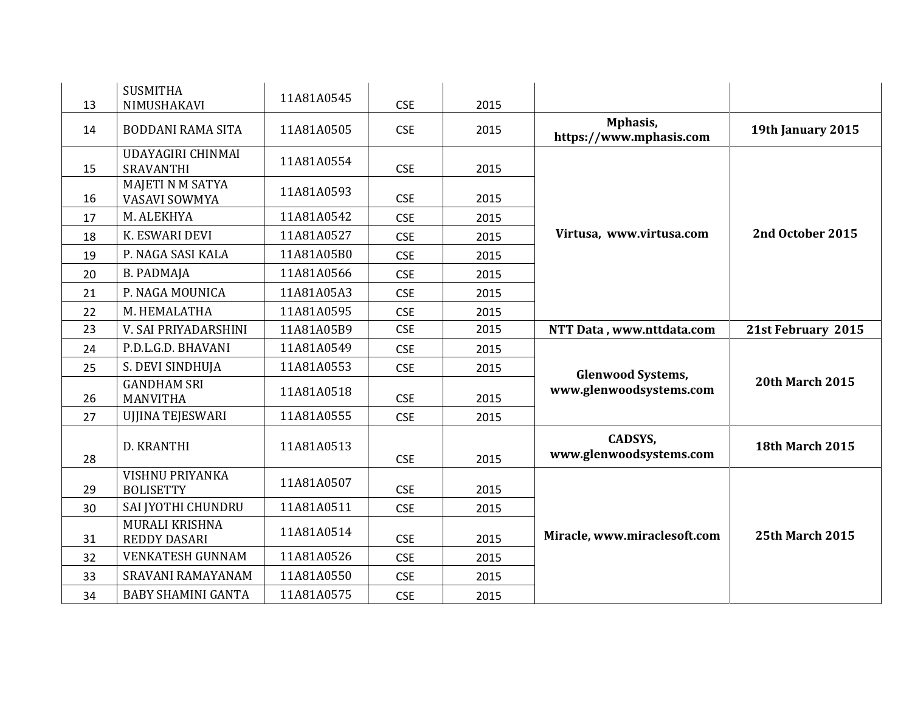| | | | | | | |
|---|---|---|---|---|---|---|
| 13 | SUSMITHA NIMUSHAKAVI | 11A81A0545 | CSE | 2015 | | |
| 14 | BODDANI RAMA SITA | 11A81A0505 | CSE | 2015 | **Mphasis, https://www.mphasis.com** | **19th January 2015** |
| 15 | UDAYAGIRI CHINMAI SRAVANTHI | 11A81A0554 | CSE | 2015 | **Virtusa, www.virtusa.com** | **2nd October 2015** |
| 16 | MAJETI N M SATYA VASAVI SOWMYA | 11A81A0593 | CSE | 2015 | | |
| 17 | M. ALEKHYA | 11A81A0542 | CSE | 2015 | | |
| 18 | K. ESWARI DEVI | 11A81A0527 | CSE | 2015 | | |
| 19 | P. NAGA SASI KALA | 11A81A05B0 | CSE | 2015 | | |
| 20 | B. PADMAJA | 11A81A0566 | CSE | 2015 | | |
| 21 | P. NAGA MOUNICA | 11A81A05A3 | CSE | 2015 | | |
| 22 | M. HEMALATHA | 11A81A0595 | CSE | 2015 | | |
| 23 | V. SAI PRIYADARSHINI | 11A81A05B9 | CSE | 2015 | **NTT Data , www.nttdata.com** | **21st February 2015** |
| 24 | P.D.L.G.D. BHAVANI | 11A81A0549 | CSE | 2015 | **Glenwood Systems, www.glenwoodsystems.com** | **20th March 2015** |
| 25 | S. DEVI SINDHUJA | 11A81A0553 | CSE | 2015 | | |
| 26 | GANDHAM SRI MANVITHA | 11A81A0518 | CSE | 2015 | | |
| 27 | UJJINA TEJESWARI | 11A81A0555 | CSE | 2015 | | |
| 28 | D. KRANTHI | 11A81A0513 | CSE | 2015 | **CADSYS, www.glenwoodsystems.com** | **18th March 2015** |
| 29 | VISHNU PRIYANKA BOLISETTY | 11A81A0507 | CSE | 2015 | **Miracle, www.miraclesoft.com** | **25th March 2015** |
| 30 | SAI JYOTHI CHUNDRU | 11A81A0511 | CSE | 2015 | | |
| 31 | MURALI KRISHNA REDDY DASARI | 11A81A0514 | CSE | 2015 | | |
| 32 | VENKATESH GUNNAM | 11A81A0526 | CSE | 2015 | | |
| 33 | SRAVANI RAMAYANAM | 11A81A0550 | CSE | 2015 | | |
| 34 | BABY SHAMINI GANTA | 11A81A0575 | CSE | 2015 | | |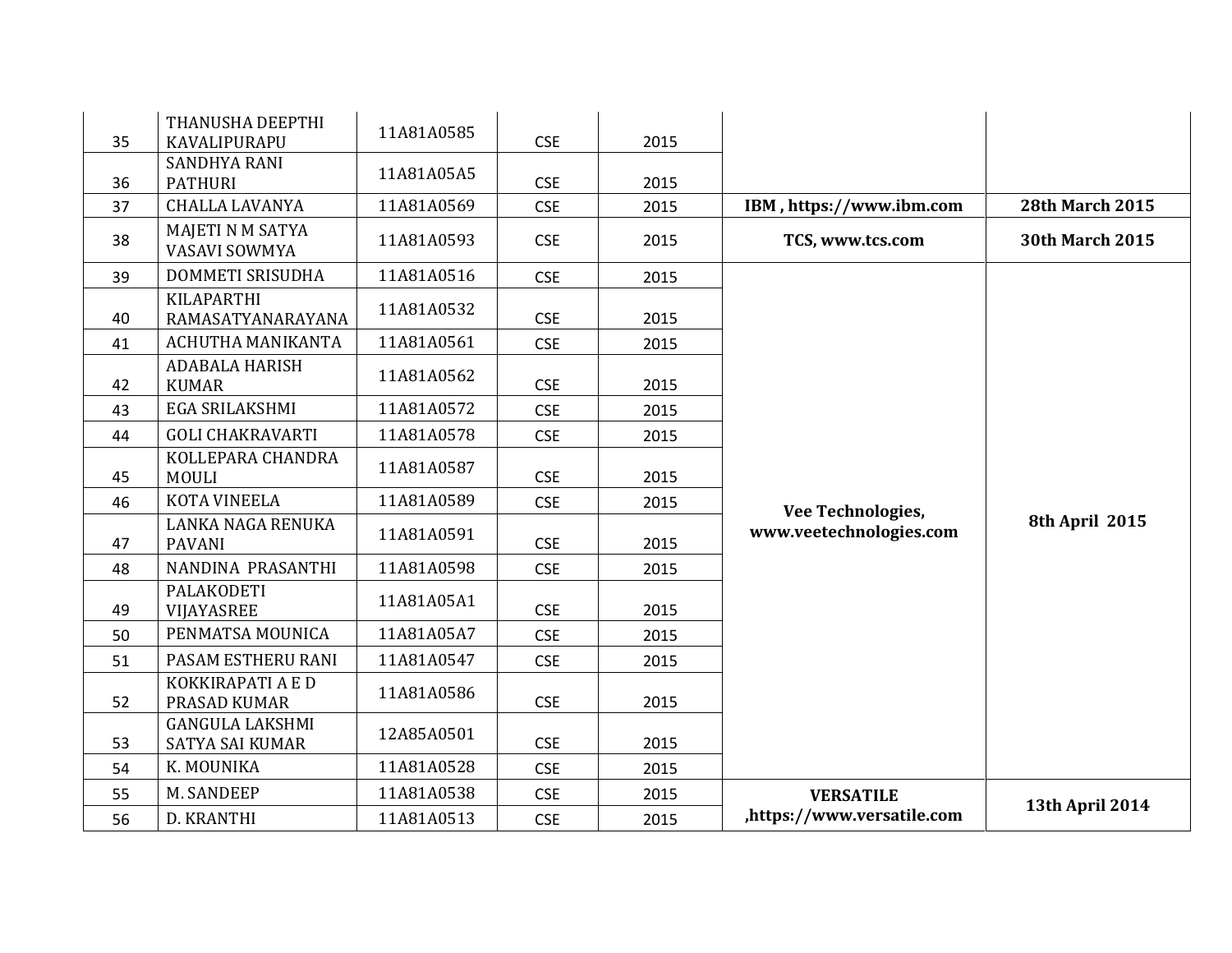| | | | | | | |
|---|---|---|---|---|---|---|
| 35 | THANUSHA DEEPTHI KAVALIPURAPU | 11A81A0585 | CSE | 2015 | | |
| 36 | SANDHYA RANI PATHURI | 11A81A05A5 | CSE | 2015 | | |
| 37 | CHALLA LAVANYA | 11A81A0569 | CSE | 2015 | **IBM , https://www.ibm.com** | **28th March 2015** |
| 38 | MAJETI N M SATYA VASAVI SOWMYA | 11A81A0593 | CSE | 2015 | **TCS, www.tcs.com** | **30th March 2015** |
| 39 | DOMMETI SRISUDHA | 11A81A0516 | CSE | 2015 | **Vee Technologies, www.veetechnologies.com** | **8th April 2015** |
| 40 | KILAPARTHI RAMASATYANARAYANA | 11A81A0532 | CSE | 2015 | | |
| 41 | ACHUTHA MANIKANTA | 11A81A0561 | CSE | 2015 | | |
| 42 | ADABALA HARISH KUMAR | 11A81A0562 | CSE | 2015 | | |
| 43 | EGA SRILAKSHMI | 11A81A0572 | CSE | 2015 | | |
| 44 | GOLI CHAKRAVARTI | 11A81A0578 | CSE | 2015 | | |
| 45 | KOLLEPARA CHANDRA MOULI | 11A81A0587 | CSE | 2015 | | |
| 46 | KOTA VINEELA | 11A81A0589 | CSE | 2015 | | |
| 47 | LANKA NAGA RENUKA PAVANI | 11A81A0591 | CSE | 2015 | | |
| 48 | NANDINA PRASANTHI | 11A81A0598 | CSE | 2015 | | |
| 49 | PALAKODETI VIJAYASREE | 11A81A05A1 | CSE | 2015 | | |
| 50 | PENMATSA MOUNICA | 11A81A05A7 | CSE | 2015 | | |
| 51 | PASAM ESTHERU RANI | 11A81A0547 | CSE | 2015 | | |
| 52 | KOKKIRAPATI A E D PRASAD KUMAR | 11A81A0586 | CSE | 2015 | | |
| 53 | GANGULA LAKSHMI SATYA SAI KUMAR | 12A85A0501 | CSE | 2015 | | |
| 54 | K. MOUNIKA | 11A81A0528 | CSE | 2015 | | |
| 55 | M. SANDEEP | 11A81A0538 | CSE | 2015 | **VERSATILE ,https://www.versatile.com** | **13th April 2014** |
| 56 | D. KRANTHI | 11A81A0513 | CSE | 2015 | | |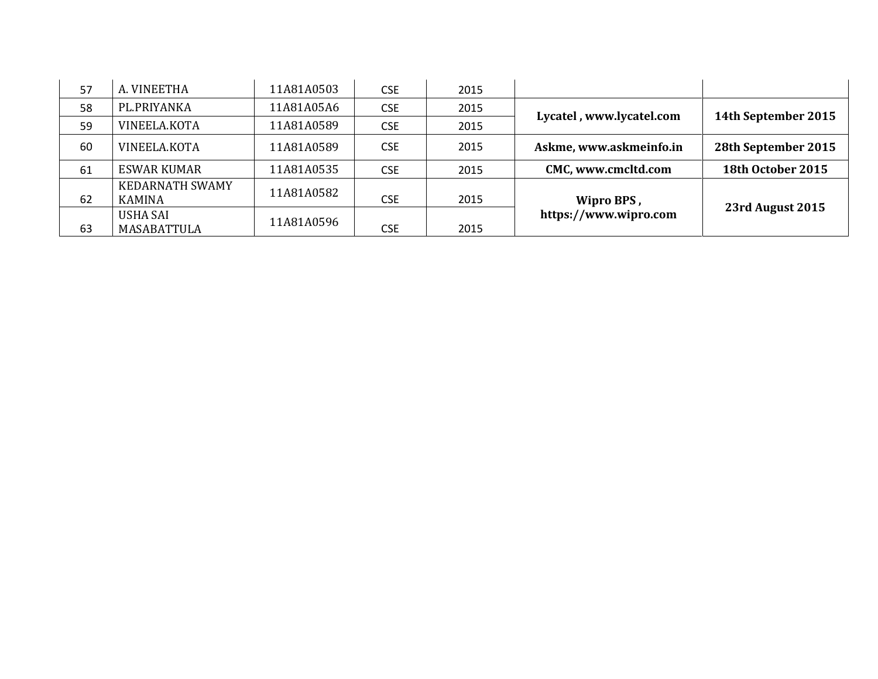| | | | | | | |
|---|---|---|---|---|---|---|
| 57 | A. VINEETHA | 11A81A0503 | CSE | 2015 | | |
| 58 | PL.PRIYANKA | 11A81A05A6 | CSE | 2015 | **Lycatel , www.lycatel.com** | **14th September 2015** |
| 59 | VINEELA.KOTA | 11A81A0589 | CSE | 2015 | | |
| 60 | VINEELA.KOTA | 11A81A0589 | CSE | 2015 | **Askme, www.askmeinfo.in** | **28th September 2015** |
| 61 | ESWAR KUMAR | 11A81A0535 | CSE | 2015 | **CMC, www.cmcltd.com** | **18th October 2015** |
| 62 | KEDARNATH SWAMY KAMINA | 11A81A0582 | CSE | 2015 | **Wipro BPS , https://www.wipro.com** | **23rd August 2015** |
| 63 | USHA SAI MASABATTULA | 11A81A0596 | CSE | 2015 | | |